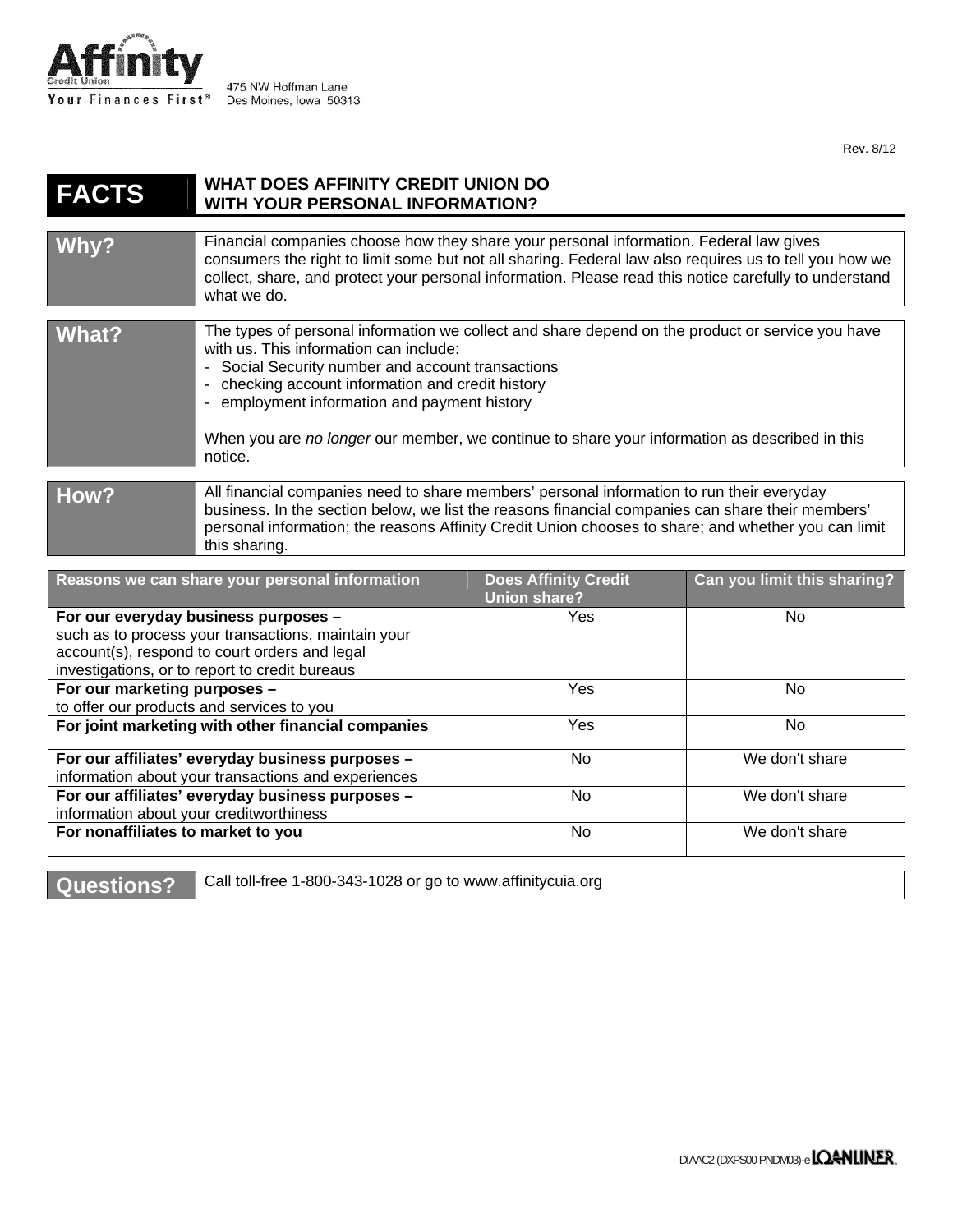Affinity Credit Union
Your Finances First®

475 NW Hoffman Lane
Des Moines, Iowa 50313

Rev. 8/12

# FACTS — WHAT DOES AFFINITY CREDIT UNION DO WITH YOUR PERSONAL INFORMATION?

| | |
|---|---|
| **Why?** | Financial companies choose how they share your personal information. Federal law gives consumers the right to limit some but not all sharing. Federal law also requires us to tell you how we collect, share, and protect your personal information. Please read this notice carefully to understand what we do. |
| **What?** | The types of personal information we collect and share depend on the product or service you have with us. This information can include:<br>- Social Security number and account transactions<br>- checking account information and credit history<br>- employment information and payment history<br><br>When you are *no longer* our member, we continue to share your information as described in this notice. |
| **How?** | All financial companies need to share members' personal information to run their everyday business. In the section below, we list the reasons financial companies can share their members' personal information; the reasons Affinity Credit Union chooses to share; and whether you can limit this sharing. |

| Reasons we can share your personal information | Does Affinity Credit Union share? | Can you limit this sharing? |
|---|---|---|
| **For our everyday business purposes –** such as to process your transactions, maintain your account(s), respond to court orders and legal investigations, or to report to credit bureaus | Yes | No |
| **For our marketing purposes –** to offer our products and services to you | Yes | No |
| **For joint marketing with other financial companies** | Yes | No |
| **For our affiliates' everyday business purposes –** information about your transactions and experiences | No | We don't share |
| **For our affiliates' everyday business purposes –** information about your creditworthiness | No | We don't share |
| **For nonaffiliates to market to you** | No | We don't share |

| | |
|---|---|
| **Questions?** | Call toll-free 1-800-343-1028 or go to www.affinitycuia.org |

DIAAC2 (DXPS00 PNDM03)-e LOANLINER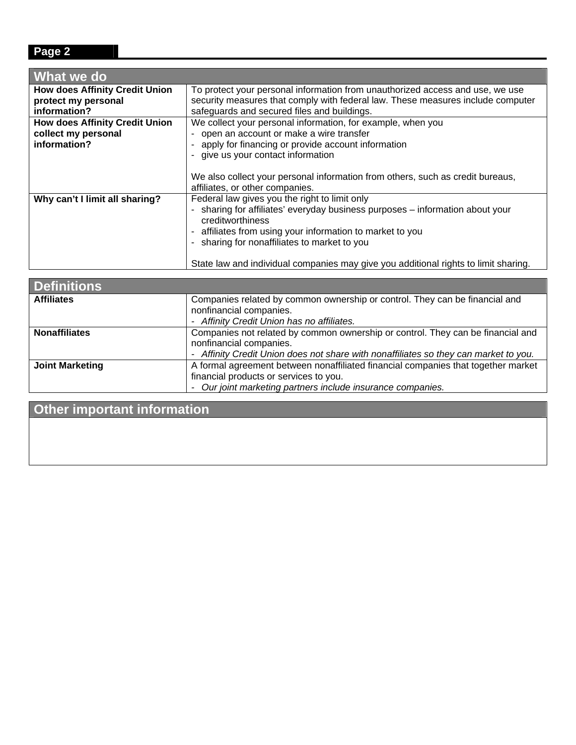| What we do | |
|---|---|
| **How does Affinity Credit Union protect my personal information?** | To protect your personal information from unauthorized access and use, we use security measures that comply with federal law. These measures include computer safeguards and secured files and buildings. |
| **How does Affinity Credit Union collect my personal information?** | We collect your personal information, for example, when you<br>- open an account or make a wire transfer<br>- apply for financing or provide account information<br>- give us your contact information<br><br>We also collect your personal information from others, such as credit bureaus, affiliates, or other companies. |
| **Why can't I limit all sharing?** | Federal law gives you the right to limit only<br>- sharing for affiliates' everyday business purposes – information about your creditworthiness<br>- affiliates from using your information to market to you<br>- sharing for nonaffiliates to market to you<br><br>State law and individual companies may give you additional rights to limit sharing. |

| Definitions | |
|---|---|
| **Affiliates** | Companies related by common ownership or control. They can be financial and nonfinancial companies.<br>- *Affinity Credit Union has no affiliates.* |
| **Nonaffiliates** | Companies not related by common ownership or control. They can be financial and nonfinancial companies.<br>- *Affinity Credit Union does not share with nonaffiliates so they can market to you.* |
| **Joint Marketing** | A formal agreement between nonaffiliated financial companies that together market financial products or services to you.<br>- *Our joint marketing partners include insurance companies.* |

| Other important information |
|---|
| |